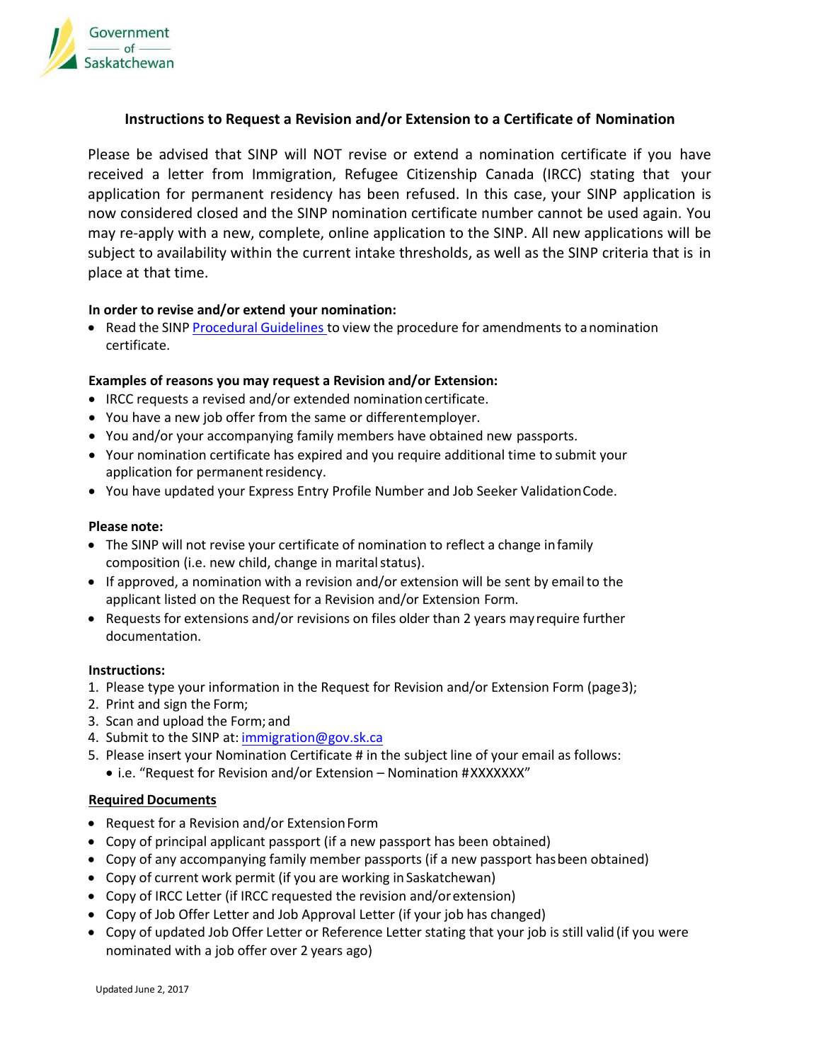Government of Saskatchewan

# Instructions to Request a Revision and/or Extension to a Certificate of Nomination

Please be advised that SINP will NOT revise or extend a nomination certificate if you have received a letter from Immigration, Refugee Citizenship Canada (IRCC) stating that your application for permanent residency has been refused. In this case, your SINP application is now considered closed and the SINP nomination certificate number cannot be used again. You may re-apply with a new, complete, online application to the SINP. All new applications will be subject to availability within the current intake thresholds, as well as the SINP criteria that is in place at that time.

**In order to revise and/or extend your nomination:**

- Read the SINP Procedural Guidelines to view the procedure for amendments to a nomination certificate.

**Examples of reasons you may request a Revision and/or Extension:**

- IRCC requests a revised and/or extended nomination certificate.
- You have a new job offer from the same or different employer.
- You and/or your accompanying family members have obtained new passports.
- Your nomination certificate has expired and you require additional time to submit your application for permanent residency.
- You have updated your Express Entry Profile Number and Job Seeker Validation Code.

**Please note:**

- The SINP will not revise your certificate of nomination to reflect a change in family composition (i.e. new child, change in marital status).
- If approved, a nomination with a revision and/or extension will be sent by email to the applicant listed on the Request for a Revision and/or Extension Form.
- Requests for extensions and/or revisions on files older than 2 years may require further documentation.

**Instructions:**

1. Please type your information in the Request for Revision and/or Extension Form (page3);
2. Print and sign the Form;
3. Scan and upload the Form; and
4. Submit to the SINP at: immigration@gov.sk.ca
5. Please insert your Nomination Certificate # in the subject line of your email as follows:
   - i.e. "Request for Revision and/or Extension – Nomination #XXXXXXX"

**Required Documents**

- Request for a Revision and/or Extension Form
- Copy of principal applicant passport (if a new passport has been obtained)
- Copy of any accompanying family member passports (if a new passport has been obtained)
- Copy of current work permit (if you are working in Saskatchewan)
- Copy of IRCC Letter (if IRCC requested the revision and/or extension)
- Copy of Job Offer Letter and Job Approval Letter (if your job has changed)
- Copy of updated Job Offer Letter or Reference Letter stating that your job is still valid (if you were nominated with a job offer over 2 years ago)

Updated June 2, 2017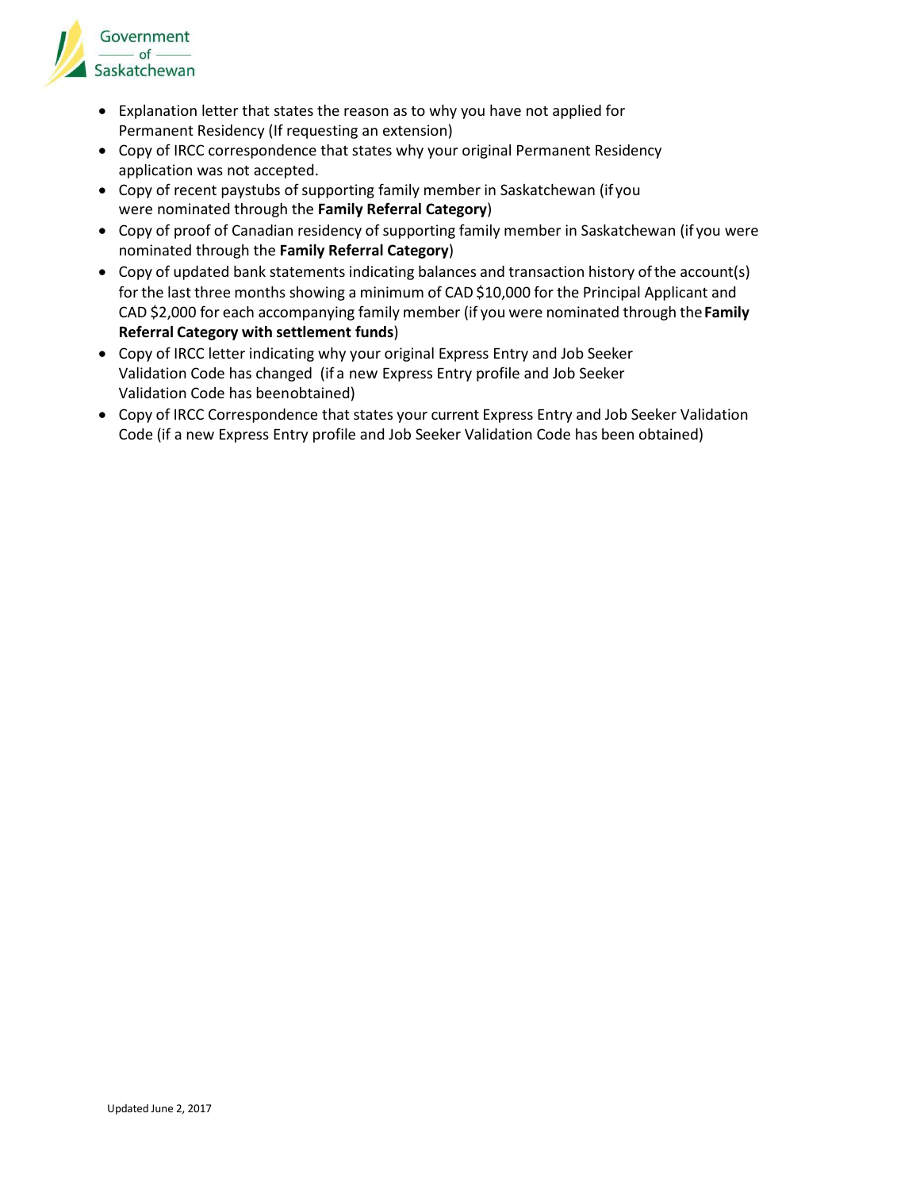- Explanation letter that states the reason as to why you have not applied for Permanent Residency (If requesting an extension)
- Copy of IRCC correspondence that states why your original Permanent Residency application was not accepted.
- Copy of recent paystubs of supporting family member in Saskatchewan (if you were nominated through the **Family Referral Category**)
- Copy of proof of Canadian residency of supporting family member in Saskatchewan (if you were nominated through the **Family Referral Category**)
- Copy of updated bank statements indicating balances and transaction history of the account(s) for the last three months showing a minimum of CAD $10,000 for the Principal Applicant and CAD $2,000 for each accompanying family member (if you were nominated through the **Family Referral Category with settlement funds**)
- Copy of IRCC letter indicating why your original Express Entry and Job Seeker Validation Code has changed (if a new Express Entry profile and Job Seeker Validation Code has beenobtained)
- Copy of IRCC Correspondence that states your current Express Entry and Job Seeker Validation Code (if a new Express Entry profile and Job Seeker Validation Code has been obtained)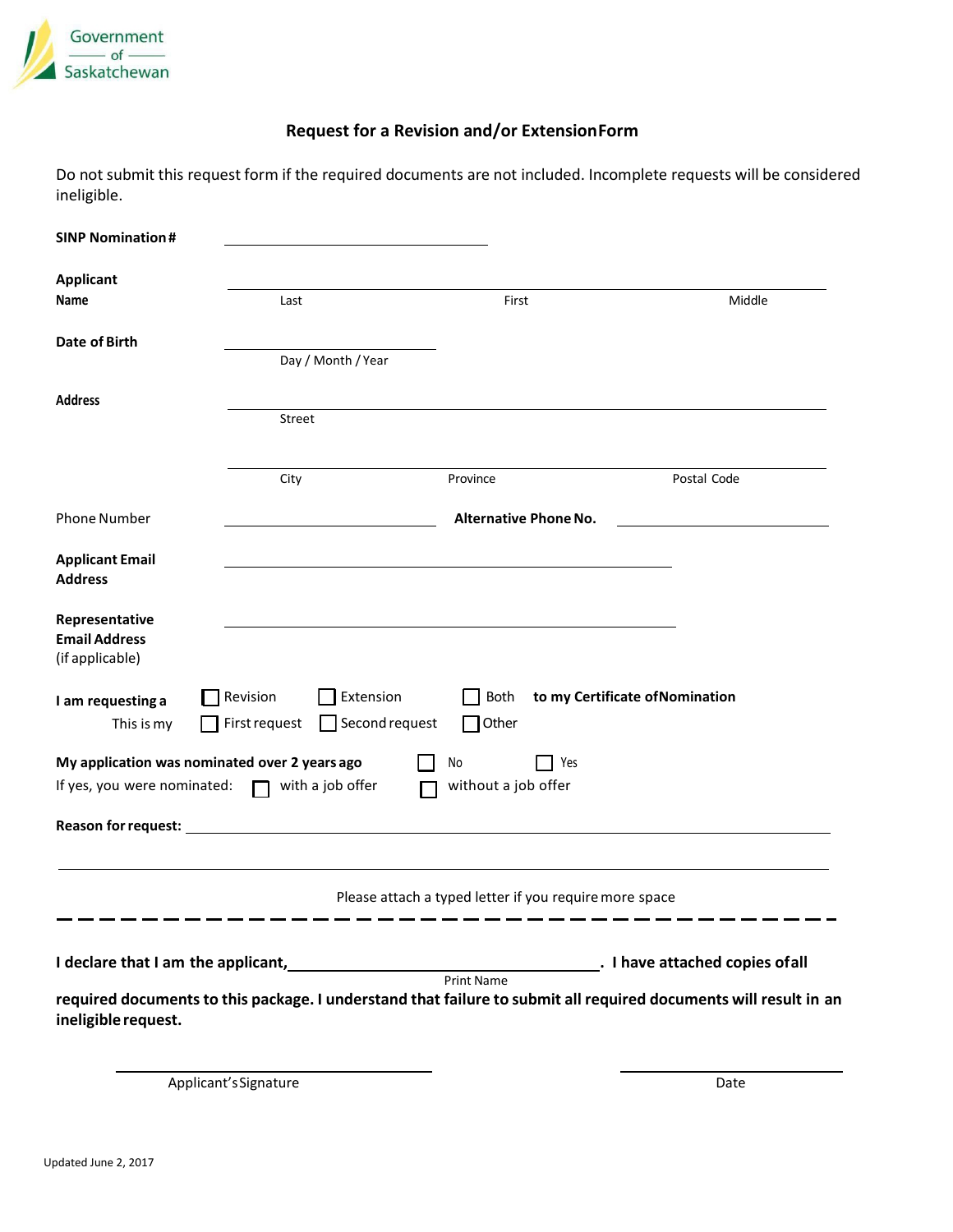Government of Saskatchewan

## Request for a Revision and/or Extension Form

Do not submit this request form if the required documents are not included. Incomplete requests will be considered ineligible.

**SINP Nomination #** ______________________

**Applicant Name** ______________________
Last | First | Middle

**Date of Birth** ______________________
Day / Month / Year

**Address** ______________________
Street

______________________
City | Province | Postal Code

Phone Number ______________________ **Alternative Phone No.** ______________________

**Applicant Email Address** ______________________

**Representative Email Address** (if applicable) ______________________

**I am requesting a** ☐ Revision ☐ Extension ☐ Both **to my Certificate of Nomination**

This is my ☐ First request ☐ Second request ☐ Other

**My application was nominated over 2 years ago** ☐ No ☐ Yes

If yes, you were nominated: ☐ with a job offer ☐ without a job offer

**Reason for request:** ______________________

______________________

Please attach a typed letter if you require more space

---

**I declare that I am the applicant,** ______________________ (Print Name)**. I have attached copies of all required documents to this package. I understand that failure to submit all required documents will result in an ineligible request.**

______________________ Applicant's Signature

______________________ Date

Updated June 2, 2017